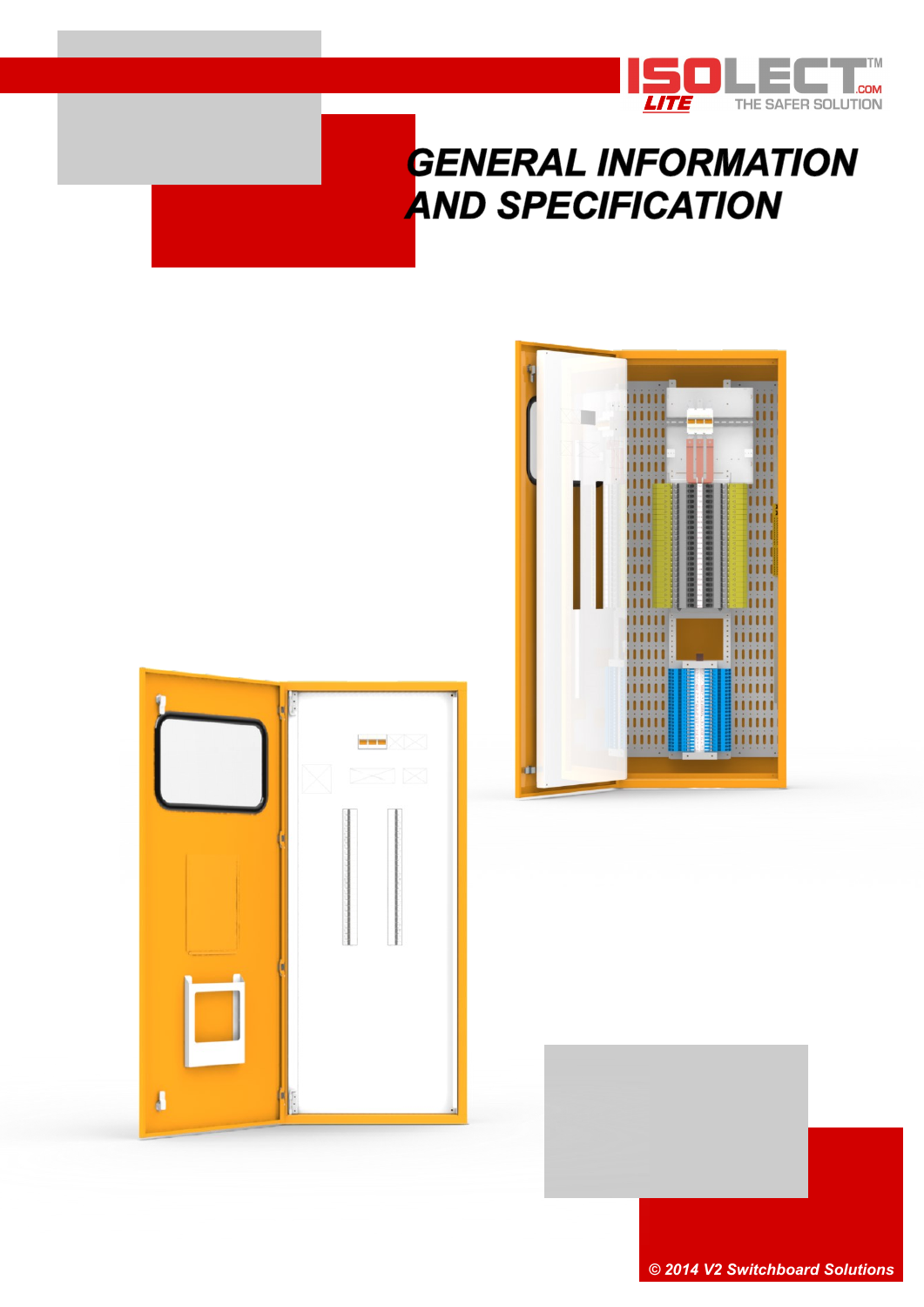ISOLECT™ LITE .COM THE SAFER SOLUTION

# GENERAL INFORMATION AND SPECIFICATION

*© 2014 V2 Switchboard Solutions*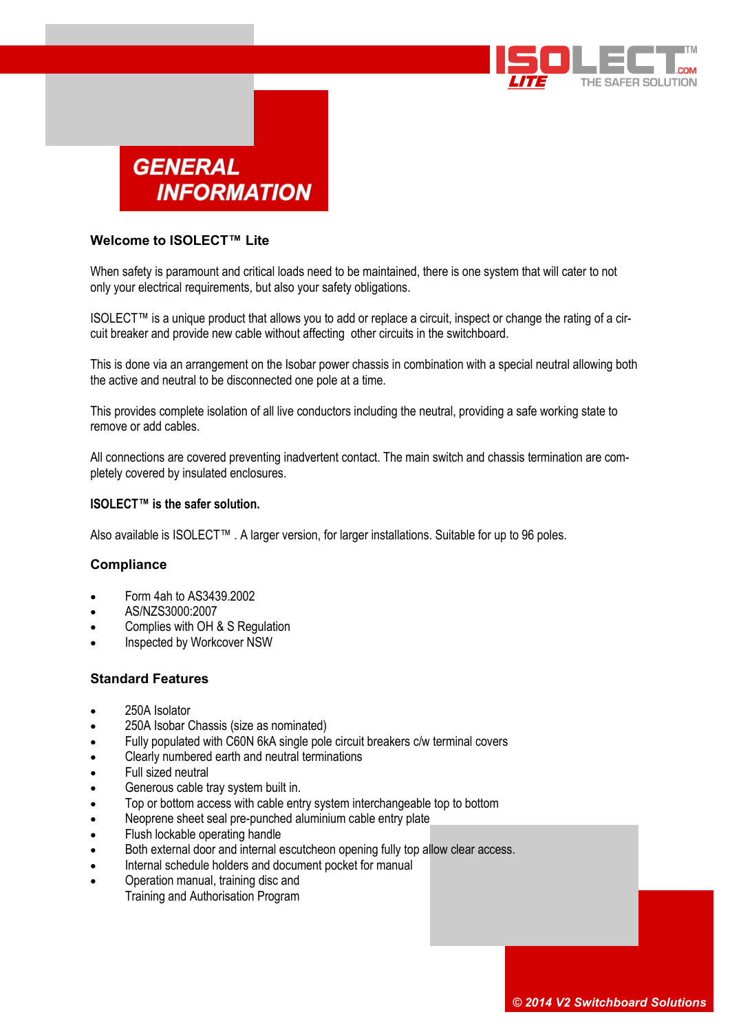# GENERAL INFORMATION

### Welcome to ISOLECT™ Lite

When safety is paramount and critical loads need to be maintained, there is one system that will cater to not only your electrical requirements, but also your safety obligations.

ISOLECT™ is a unique product that allows you to add or replace a circuit, inspect or change the rating of a circuit breaker and provide new cable without affecting other circuits in the switchboard.

This is done via an arrangement on the Isobar power chassis in combination with a special neutral allowing both the active and neutral to be disconnected one pole at a time.

This provides complete isolation of all live conductors including the neutral, providing a safe working state to remove or add cables.

All connections are covered preventing inadvertent contact. The main switch and chassis termination are completely covered by insulated enclosures.

**ISOLECT™ is the safer solution.**

Also available is ISOLECT™ . A larger version, for larger installations. Suitable for up to 96 poles.

### Compliance

- Form 4ah to AS3439.2002
- AS/NZS3000:2007
- Complies with OH & S Regulation
- Inspected by Workcover NSW

### Standard Features

- 250A Isolator
- 250A Isobar Chassis (size as nominated)
- Fully populated with C60N 6kA single pole circuit breakers c/w terminal covers
- Clearly numbered earth and neutral terminations
- Full sized neutral
- Generous cable tray system built in.
- Top or bottom access with cable entry system interchangeable top to bottom
- Neoprene sheet seal pre-punched aluminium cable entry plate
- Flush lockable operating handle
- Both external door and internal escutcheon opening fully top allow clear access.
- Internal schedule holders and document pocket for manual
- Operation manual, training disc and
  Training and Authorisation Program

*© 2014 V2 Switchboard Solutions*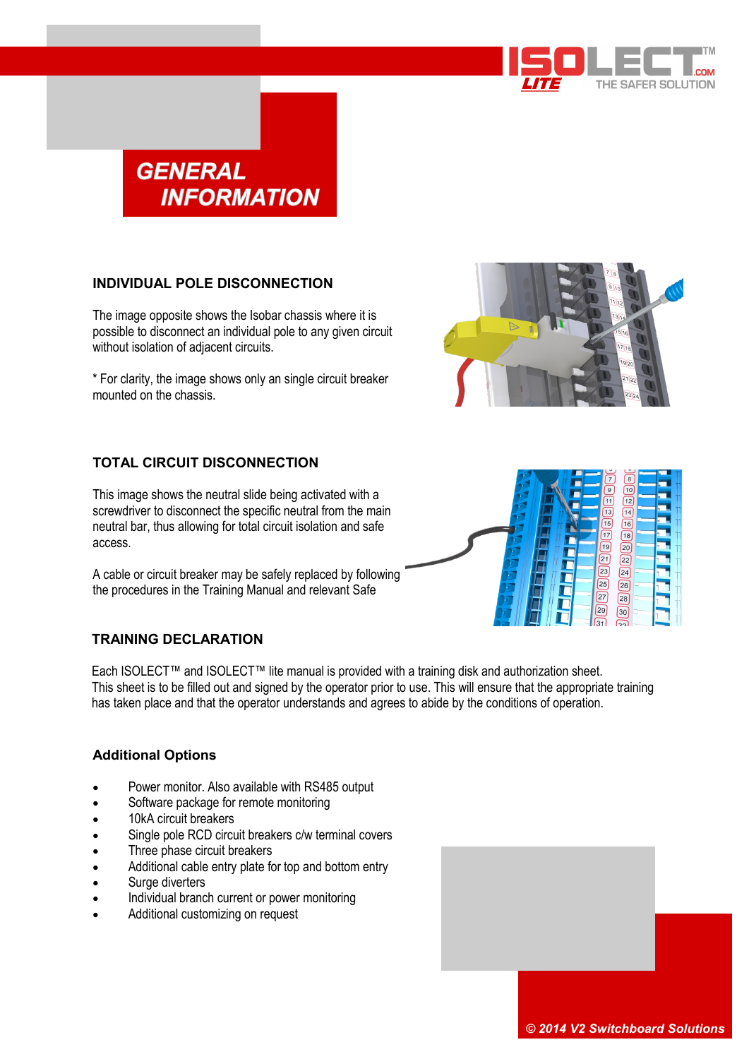# GENERAL INFORMATION

## INDIVIDUAL POLE DISCONNECTION

The image opposite shows the Isobar chassis where it is possible to disconnect an individual pole to any given circuit without isolation of adjacent circuits.

* For clarity, the image shows only an single circuit breaker mounted on the chassis.

## TOTAL CIRCUIT DISCONNECTION

This image shows the neutral slide being activated with a screwdriver to disconnect the specific neutral from the main neutral bar, thus allowing for total circuit isolation and safe access.

A cable or circuit breaker may be safely replaced by following the procedures in the Training Manual and relevant Safe

## TRAINING DECLARATION

Each ISOLECT™ and ISOLECT™ lite manual is provided with a training disk and authorization sheet. This sheet is to be filled out and signed by the operator prior to use. This will ensure that the appropriate training has taken place and that the operator understands and agrees to abide by the conditions of operation.

## Additional Options

- Power monitor. Also available with RS485 output
- Software package for remote monitoring
- 10kA circuit breakers
- Single pole RCD circuit breakers c/w terminal covers
- Three phase circuit breakers
- Additional cable entry plate for top and bottom entry
- Surge diverters
- Individual branch current or power monitoring
- Additional customizing on request

*© 2014 V2 Switchboard Solutions*